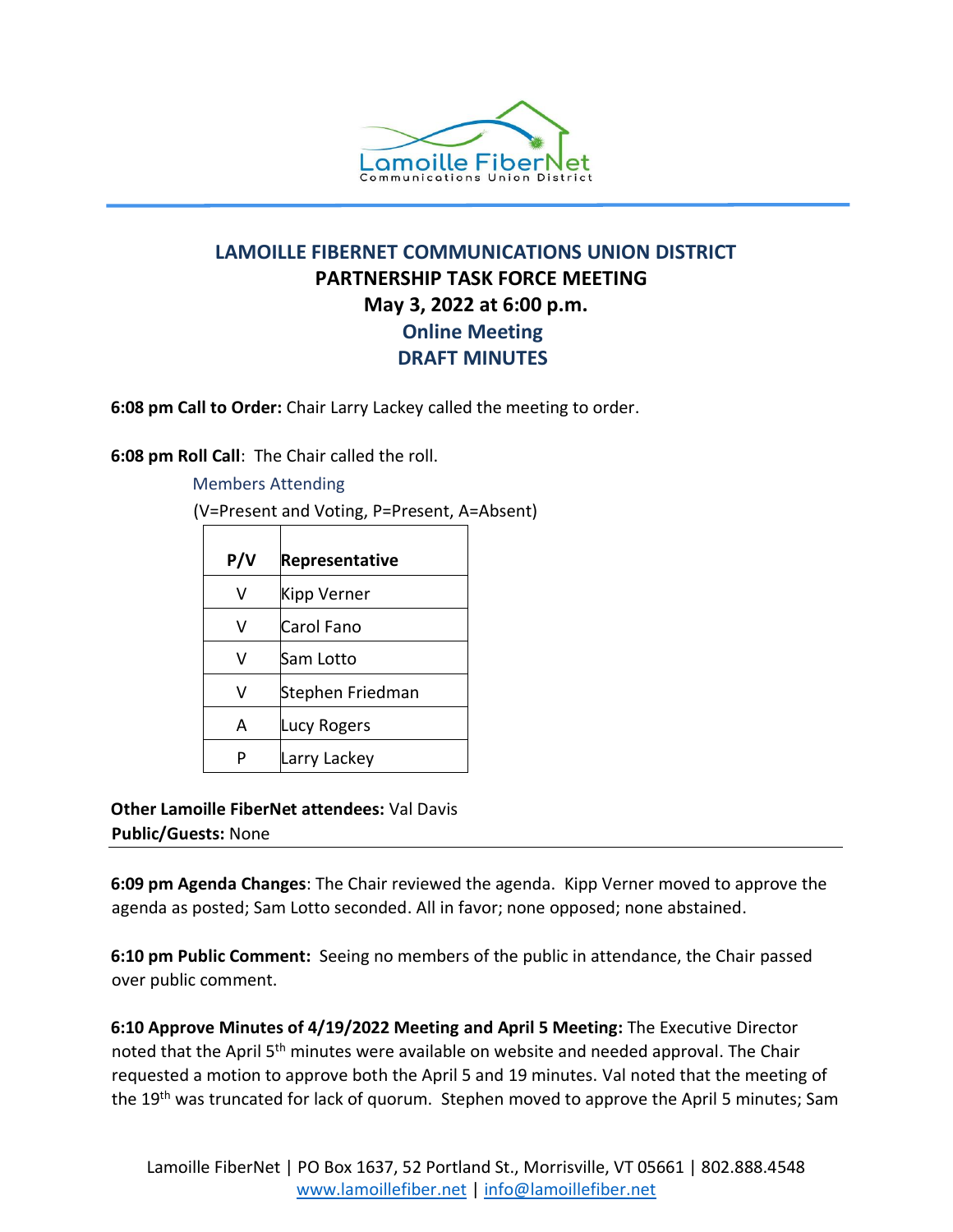# LAMOILLE FIBERNET COMMUNICATIONS UNION DISTRICT
## PARTNERSHIP TASK FORCE MEETING
## May 3, 2022 at 6:00 p.m.
## Online Meeting
## DRAFT MINUTES

**6:08 pm Call to Order:** Chair Larry Lackey called the meeting to order.

**6:08 pm Roll Call**: The Chair called the roll.

Members Attending

(V=Present and Voting, P=Present, A=Absent)

| P/V | Representative |
|---|---|
| V | Kipp Verner |
| V | Carol Fano |
| V | Sam Lotto |
| V | Stephen Friedman |
| A | Lucy Rogers |
| P | Larry Lackey |

**Other Lamoille FiberNet attendees:** Val Davis
**Public/Guests:** None

---

**6:09 pm Agenda Changes**: The Chair reviewed the agenda. Kipp Verner moved to approve the agenda as posted; Sam Lotto seconded. All in favor; none opposed; none abstained.

**6:10 pm Public Comment:** Seeing no members of the public in attendance, the Chair passed over public comment.

**6:10 Approve Minutes of 4/19/2022 Meeting and April 5 Meeting:** The Executive Director noted that the April 5th minutes were available on website and needed approval. The Chair requested a motion to approve both the April 5 and 19 minutes. Val noted that the meeting of the 19th was truncated for lack of quorum. Stephen moved to approve the April 5 minutes; Sam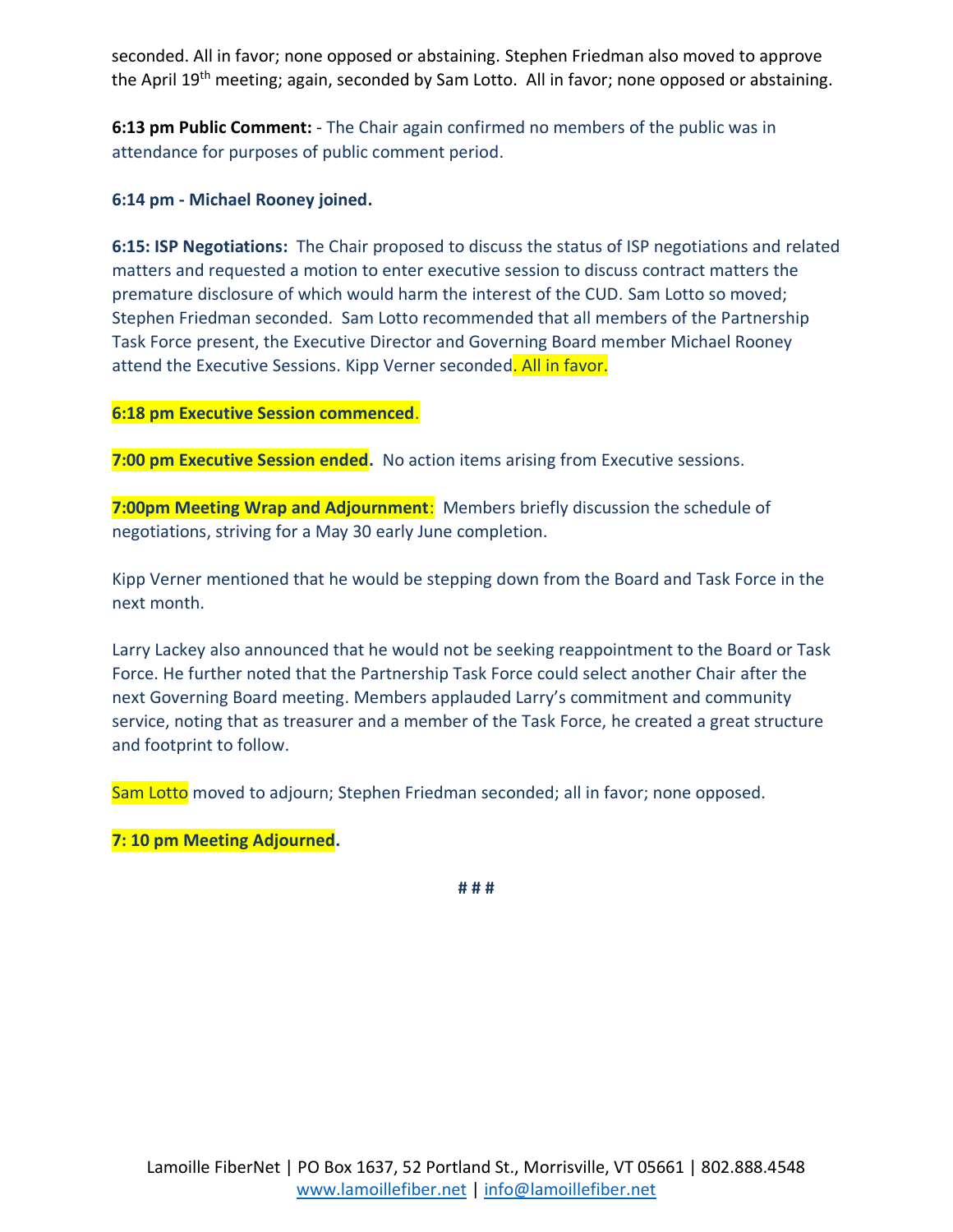seconded. All in favor; none opposed or abstaining. Stephen Friedman also moved to approve the April 19th meeting; again, seconded by Sam Lotto. All in favor; none opposed or abstaining.

**6:13 pm Public Comment:** - The Chair again confirmed no members of the public was in attendance for purposes of public comment period.

**6:14 pm - Michael Rooney joined.**

**6:15: ISP Negotiations:** The Chair proposed to discuss the status of ISP negotiations and related matters and requested a motion to enter executive session to discuss contract matters the premature disclosure of which would harm the interest of the CUD. Sam Lotto so moved; Stephen Friedman seconded. Sam Lotto recommended that all members of the Partnership Task Force present, the Executive Director and Governing Board member Michael Rooney attend the Executive Sessions. Kipp Verner seconded. All in favor.

**6:18 pm Executive Session commenced**.

**7:00 pm Executive Session ended.** No action items arising from Executive sessions.

**7:00pm Meeting Wrap and Adjournment**: Members briefly discussion the schedule of negotiations, striving for a May 30 early June completion.

Kipp Verner mentioned that he would be stepping down from the Board and Task Force in the next month.

Larry Lackey also announced that he would not be seeking reappointment to the Board or Task Force. He further noted that the Partnership Task Force could select another Chair after the next Governing Board meeting. Members applauded Larry's commitment and community service, noting that as treasurer and a member of the Task Force, he created a great structure and footprint to follow.

Sam Lotto moved to adjourn; Stephen Friedman seconded; all in favor; none opposed.

**7: 10 pm Meeting Adjourned.**

**# # #**

Lamoille FiberNet | PO Box 1637, 52 Portland St., Morrisville, VT 05661 | 802.888.4548
www.lamoillefiber.net | info@lamoillefiber.net